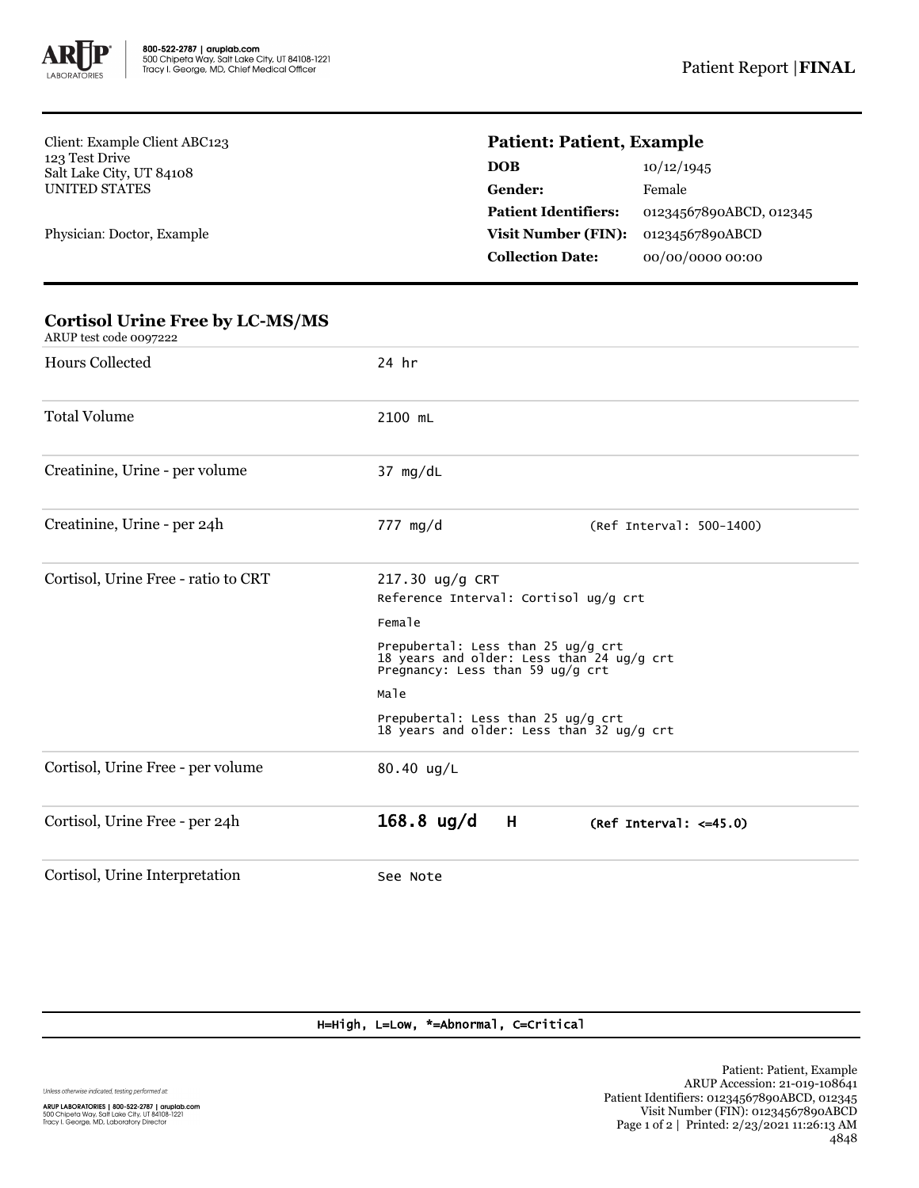800-522-2787 | aruplab.com
500 Chipeta Way, Salt Lake City, UT 84108-1221
Tracy I. George, MD, Chief Medical Officer

Patient Report | **FINAL**

Client: Example Client ABC123
123 Test Drive
Salt Lake City, UT 84108
UNITED STATES

Physician: Doctor, Example

**Patient: Patient, Example**

| | |
|---|---|
| **DOB** | 10/12/1945 |
| **Gender:** | Female |
| **Patient Identifiers:** | 01234567890ABCD, 012345 |
| **Visit Number (FIN):** | 01234567890ABCD |
| **Collection Date:** | 00/00/0000 00:00 |

## Cortisol Urine Free by LC-MS/MS

ARUP test code 0097222

| Test | Result | |
|---|---|---|
| Hours Collected | 24 hr | |
| Total Volume | 2100 mL | |
| Creatinine, Urine - per volume | 37 mg/dL | |
| Creatinine, Urine - per 24h | 777 mg/d | (Ref Interval: 500-1400) |
| Cortisol, Urine Free - ratio to CRT | 217.30 ug/g CRT<br>Reference Interval: Cortisol ug/g crt<br>Female<br>Prepubertal: Less than 25 ug/g crt<br>18 years and older: Less than 24 ug/g crt<br>Pregnancy: Less than 59 ug/g crt<br>Male<br>Prepubertal: Less than 25 ug/g crt<br>18 years and older: Less than 32 ug/g crt | |
| Cortisol, Urine Free - per volume | 80.40 ug/L | |
| Cortisol, Urine Free - per 24h | **168.8 ug/d H** | **(Ref Interval: <=45.0)** |
| Cortisol, Urine Interpretation | See Note | |

H=High, L=Low, *=Abnormal, C=Critical

*Unless otherwise indicated, testing performed at:*

**ARUP LABORATORIES | 800-522-2787 | aruplab.com**
500 Chipeta Way, Salt Lake City, UT 84108-1221
Tracy I. George, MD, Laboratory Director

Patient: Patient, Example
ARUP Accession: 21-019-108641
Patient Identifiers: 01234567890ABCD, 012345
Visit Number (FIN): 01234567890ABCD
Printed: 2/23/2021 11:26:13 AM
4848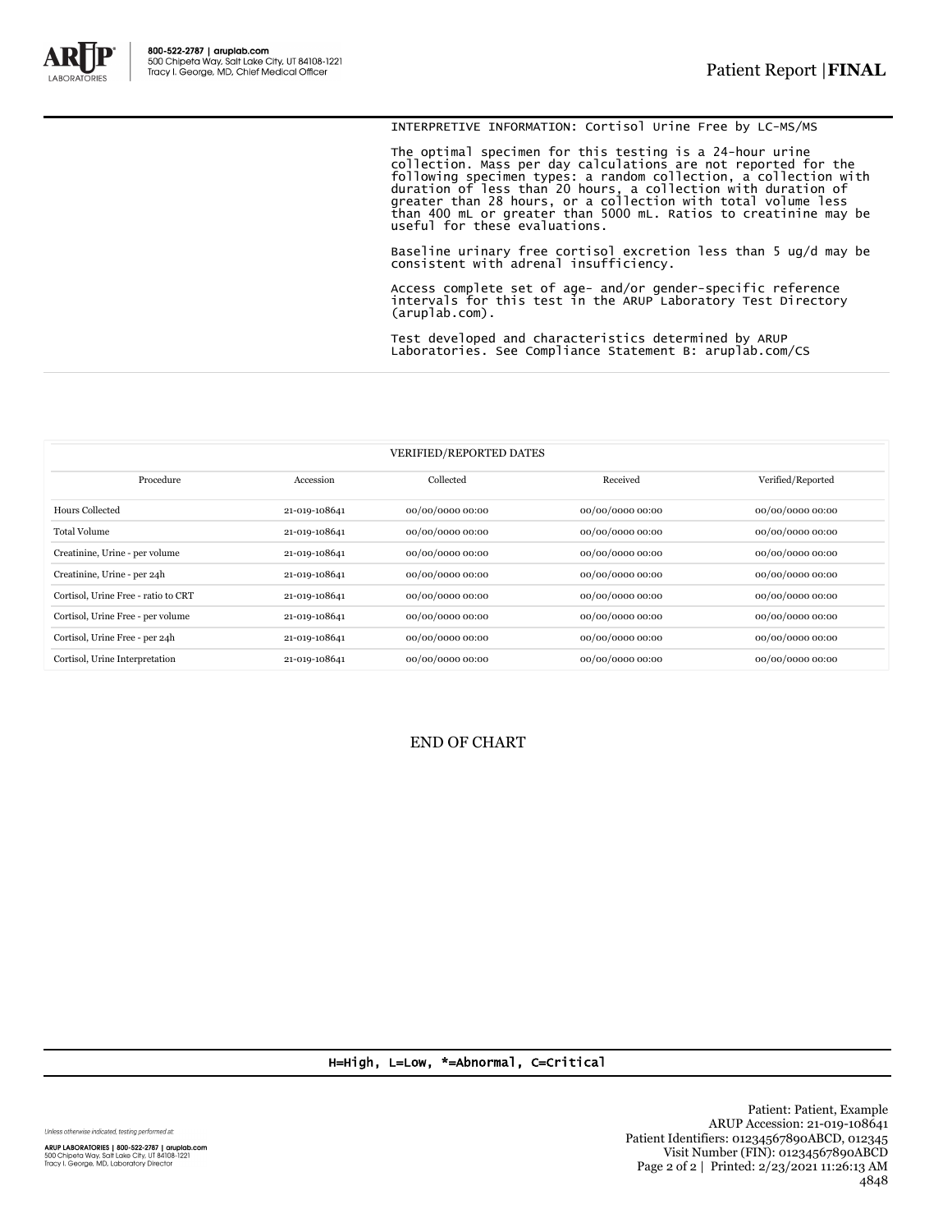INTERPRETIVE INFORMATION: Cortisol Urine Free by LC-MS/MS

The optimal specimen for this testing is a 24-hour urine collection. Mass per day calculations are not reported for the following specimen types: a random collection, a collection with duration of less than 20 hours, a collection with duration of greater than 28 hours, or a collection with total volume less than 400 mL or greater than 5000 mL. Ratios to creatinine may be useful for these evaluations.

Baseline urinary free cortisol excretion less than 5 ug/d may be consistent with adrenal insufficiency.

Access complete set of age- and/or gender-specific reference intervals for this test in the ARUP Laboratory Test Directory (aruplab.com).

Test developed and characteristics determined by ARUP Laboratories. See Compliance Statement B: aruplab.com/CS

VERIFIED/REPORTED DATES

| Procedure | Accession | Collected | Received | Verified/Reported |
|---|---|---|---|---|
| Hours Collected | 21-019-108641 | 00/00/0000 00:00 | 00/00/0000 00:00 | 00/00/0000 00:00 |
| Total Volume | 21-019-108641 | 00/00/0000 00:00 | 00/00/0000 00:00 | 00/00/0000 00:00 |
| Creatinine, Urine - per volume | 21-019-108641 | 00/00/0000 00:00 | 00/00/0000 00:00 | 00/00/0000 00:00 |
| Creatinine, Urine - per 24h | 21-019-108641 | 00/00/0000 00:00 | 00/00/0000 00:00 | 00/00/0000 00:00 |
| Cortisol, Urine Free - ratio to CRT | 21-019-108641 | 00/00/0000 00:00 | 00/00/0000 00:00 | 00/00/0000 00:00 |
| Cortisol, Urine Free - per volume | 21-019-108641 | 00/00/0000 00:00 | 00/00/0000 00:00 | 00/00/0000 00:00 |
| Cortisol, Urine Free - per 24h | 21-019-108641 | 00/00/0000 00:00 | 00/00/0000 00:00 | 00/00/0000 00:00 |
| Cortisol, Urine Interpretation | 21-019-108641 | 00/00/0000 00:00 | 00/00/0000 00:00 | 00/00/0000 00:00 |

END OF CHART

H=High, L=Low, *=Abnormal, C=Critical